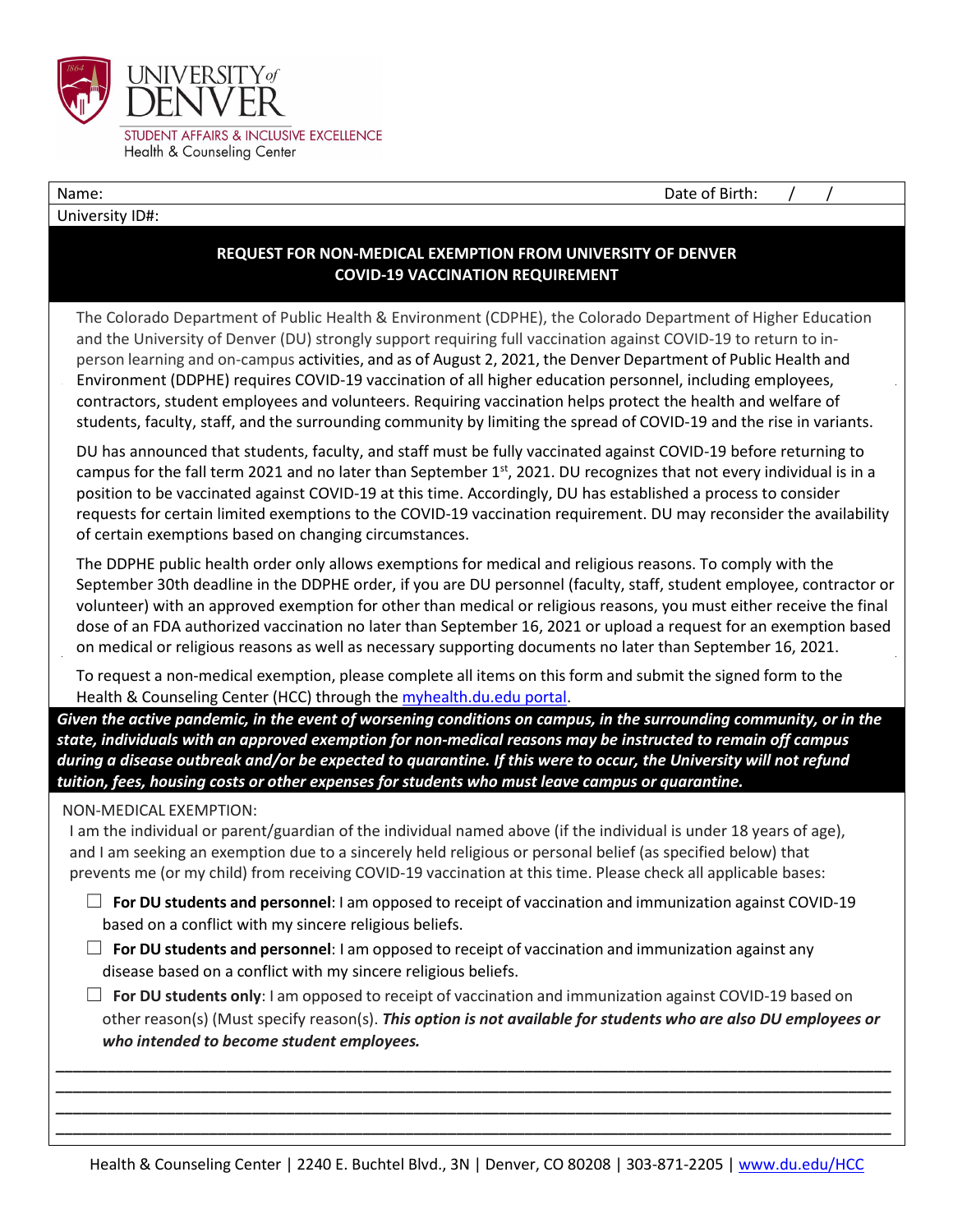UNIVERSITY of DENVER
STUDENT AFFAIRS & INCLUSIVE EXCELLENCE
Health & Counseling Center

Name: Date of Birth: / /
University ID#:

## REQUEST FOR NON-MEDICAL EXEMPTION FROM UNIVERSITY OF DENVER COVID-19 VACCINATION REQUIREMENT

The Colorado Department of Public Health & Environment (CDPHE), the Colorado Department of Higher Education and the University of Denver (DU) strongly support requiring full vaccination against COVID-19 to return to in-person learning and on-campus activities, and as of August 2, 2021, the Denver Department of Public Health and Environment (DDPHE) requires COVID-19 vaccination of all higher education personnel, including employees, contractors, student employees and volunteers. Requiring vaccination helps protect the health and welfare of students, faculty, staff, and the surrounding community by limiting the spread of COVID-19 and the rise in variants.

DU has announced that students, faculty, and staff must be fully vaccinated against COVID-19 before returning to campus for the fall term 2021 and no later than September 1st, 2021. DU recognizes that not every individual is in a position to be vaccinated against COVID-19 at this time. Accordingly, DU has established a process to consider requests for certain limited exemptions to the COVID-19 vaccination requirement. DU may reconsider the availability of certain exemptions based on changing circumstances.

The DDPHE public health order only allows exemptions for medical and religious reasons. To comply with the September 30th deadline in the DDPHE order, if you are DU personnel (faculty, staff, student employee, contractor or volunteer) with an approved exemption for other than medical or religious reasons, you must either receive the final dose of an FDA authorized vaccination no later than September 16, 2021 or upload a request for an exemption based on medical or religious reasons as well as necessary supporting documents no later than September 16, 2021.

To request a non-medical exemption, please complete all items on this form and submit the signed form to the Health & Counseling Center (HCC) through the [myhealth.du.edu portal](myhealth.du.edu).

***Given the active pandemic, in the event of worsening conditions on campus, in the surrounding community, or in the state, individuals with an approved exemption for non-medical reasons may be instructed to remain off campus during a disease outbreak and/or be expected to quarantine. If this were to occur, the University will not refund tuition, fees, housing costs or other expenses for students who must leave campus or quarantine.***

NON-MEDICAL EXEMPTION:

I am the individual or parent/guardian of the individual named above (if the individual is under 18 years of age), and I am seeking an exemption due to a sincerely held religious or personal belief (as specified below) that prevents me (or my child) from receiving COVID-19 vaccination at this time. Please check all applicable bases:

- ☐ **For DU students and personnel**: I am opposed to receipt of vaccination and immunization against COVID-19 based on a conflict with my sincere religious beliefs.
- ☐ **For DU students and personnel**: I am opposed to receipt of vaccination and immunization against any disease based on a conflict with my sincere religious beliefs.
- ☐ **For DU students only**: I am opposed to receipt of vaccination and immunization against COVID-19 based on other reason(s) (Must specify reason(s). ***This option is not available for students who are also DU employees or who intended to become student employees.***

______________________________________________________________________________________
______________________________________________________________________________________
______________________________________________________________________________________
______________________________________________________________________________________

Health & Counseling Center | 2240 E. Buchtel Blvd., 3N | Denver, CO 80208 | 303-871-2205 | [www.du.edu/HCC](www.du.edu/HCC)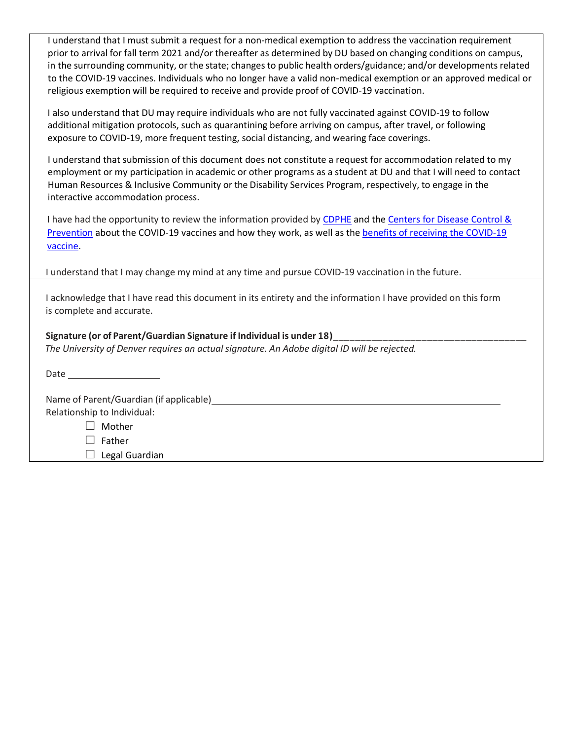I understand that I must submit a request for a non-medical exemption to address the vaccination requirement prior to arrival for fall term 2021 and/or thereafter as determined by DU based on changing conditions on campus, in the surrounding community, or the state; changes to public health orders/guidance; and/or developments related to the COVID-19 vaccines. Individuals who no longer have a valid non-medical exemption or an approved medical or religious exemption will be required to receive and provide proof of COVID-19 vaccination.

I also understand that DU may require individuals who are not fully vaccinated against COVID-19 to follow additional mitigation protocols, such as quarantining before arriving on campus, after travel, or following exposure to COVID-19, more frequent testing, social distancing, and wearing face coverings.

I understand that submission of this document does not constitute a request for accommodation related to my employment or my participation in academic or other programs as a student at DU and that I will need to contact Human Resources & Inclusive Community or the Disability Services Program, respectively, to engage in the interactive accommodation process.

I have had the opportunity to review the information provided by CDPHE and the Centers for Disease Control & Prevention about the COVID-19 vaccines and how they work, as well as the benefits of receiving the COVID-19 vaccine.

I understand that I may change my mind at any time and pursue COVID-19 vaccination in the future.

I acknowledge that I have read this document in its entirety and the information I have provided on this form is complete and accurate.

**Signature (or of Parent/Guardian Signature if Individual is under 18)**___________________________________

*The University of Denver requires an actual signature. An Adobe digital ID will be rejected.*

Date ___________________

Name of Parent/Guardian (if applicable)___________________________________________________________

Relationship to Individual:

☐ Mother

☐ Father

☐ Legal Guardian